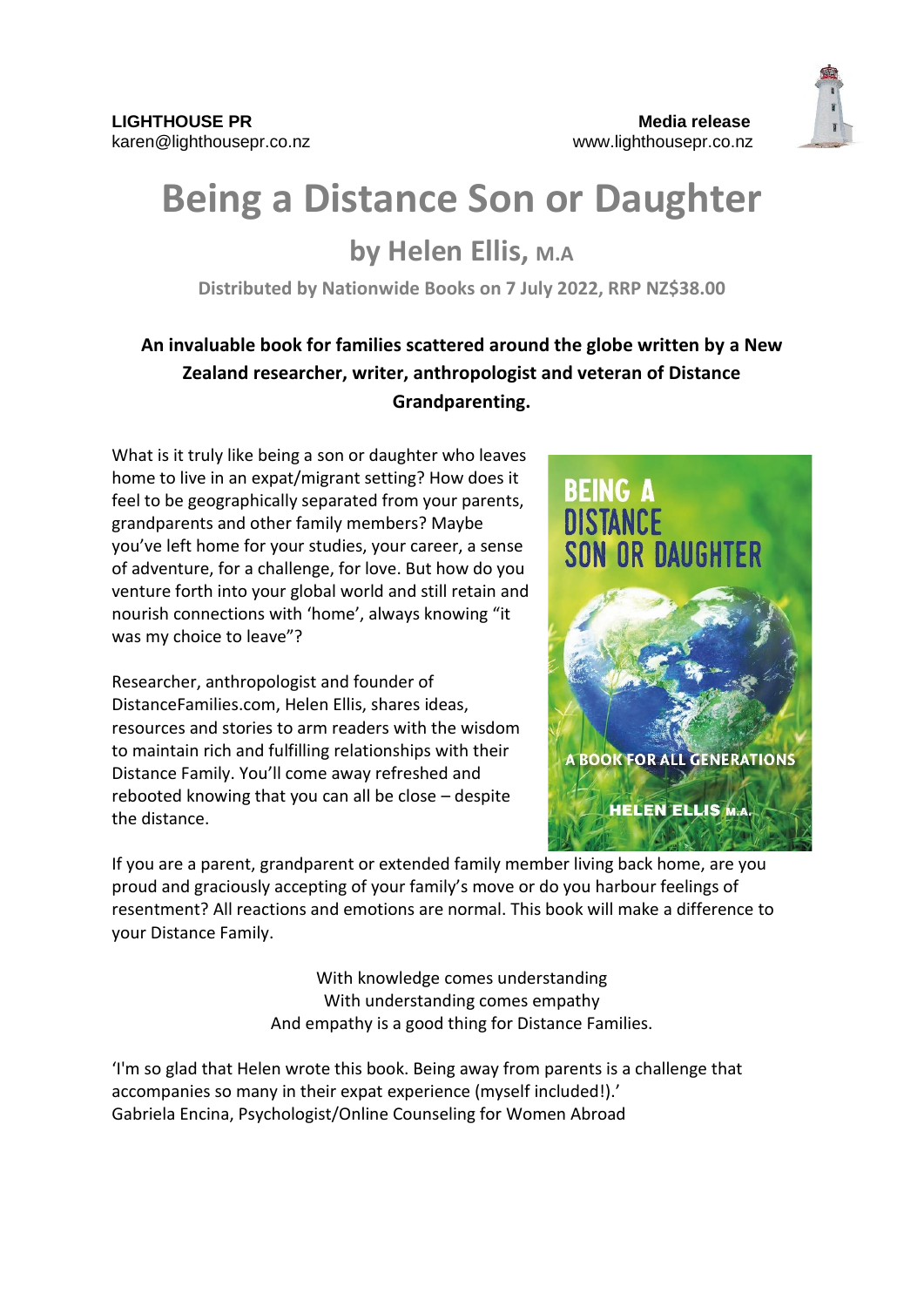**LIGHTHOUSE PR**
karen@lighthousepr.co.nz

**Media release**
www.lighthousepr.co.nz

# Being a Distance Son or Daughter

## by Helen Ellis, M.A

**Distributed by Nationwide Books on 7 July 2022, RRP NZ$38.00**

**An invaluable book for families scattered around the globe written by a New Zealand researcher, writer, anthropologist and veteran of Distance Grandparenting.**

What is it truly like being a son or daughter who leaves home to live in an expat/migrant setting? How does it feel to be geographically separated from your parents, grandparents and other family members? Maybe you've left home for your studies, your career, a sense of adventure, for a challenge, for love. But how do you venture forth into your global world and still retain and nourish connections with 'home', always knowing "it was my choice to leave"?

Researcher, anthropologist and founder of DistanceFamilies.com, Helen Ellis, shares ideas, resources and stories to arm readers with the wisdom to maintain rich and fulfilling relationships with their Distance Family. You'll come away refreshed and rebooted knowing that you can all be close – despite the distance.

If you are a parent, grandparent or extended family member living back home, are you proud and graciously accepting of your family's move or do you harbour feelings of resentment? All reactions and emotions are normal. This book will make a difference to your Distance Family.

With knowledge comes understanding
With understanding comes empathy
And empathy is a good thing for Distance Families.

'I'm so glad that Helen wrote this book. Being away from parents is a challenge that accompanies so many in their expat experience (myself included!).'
Gabriela Encina, Psychologist/Online Counseling for Women Abroad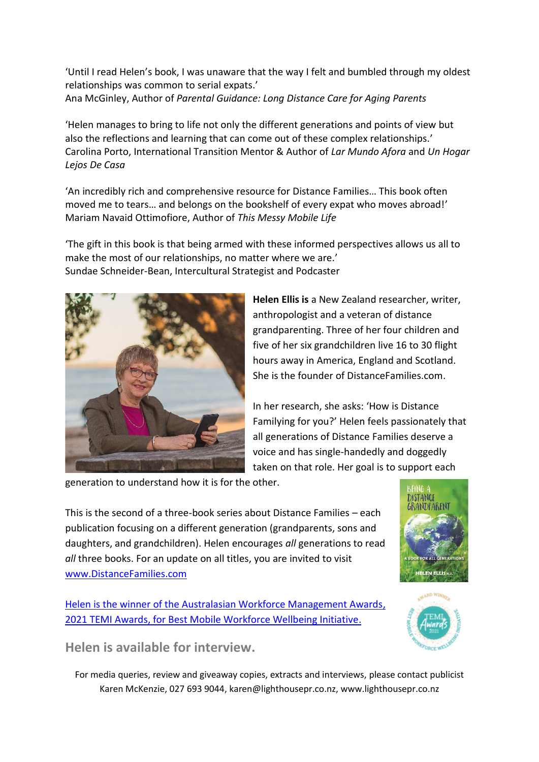'Until I read Helen's book, I was unaware that the way I felt and bumbled through my oldest relationships was common to serial expats.'
Ana McGinley, Author of *Parental Guidance: Long Distance Care for Aging Parents*

'Helen manages to bring to life not only the different generations and points of view but also the reflections and learning that can come out of these complex relationships.'
Carolina Porto, International Transition Mentor & Author of *Lar Mundo Afora* and *Un Hogar Lejos De Casa*

'An incredibly rich and comprehensive resource for Distance Families… This book often moved me to tears… and belongs on the bookshelf of every expat who moves abroad!'
Mariam Navaid Ottimofiore, Author of *This Messy Mobile Life*

'The gift in this book is that being armed with these informed perspectives allows us all to make the most of our relationships, no matter where we are.'
Sundae Schneider-Bean, Intercultural Strategist and Podcaster

**Helen Ellis is** a New Zealand researcher, writer, anthropologist and a veteran of distance grandparenting. Three of her four children and five of her six grandchildren live 16 to 30 flight hours away in America, England and Scotland. She is the founder of DistanceFamilies.com.

In her research, she asks: 'How is Distance Familying for you?' Helen feels passionately that all generations of Distance Families deserve a voice and has single-handedly and doggedly taken on that role. Her goal is to support each generation to understand how it is for the other.

This is the second of a three-book series about Distance Families – each publication focusing on a different generation (grandparents, sons and daughters, and grandchildren). Helen encourages *all* generations to read *all* three books. For an update on all titles, you are invited to visit [www.DistanceFamilies.com](www.DistanceFamilies.com)

[Helen is the winner of the Australasian Workforce Management Awards, 2021 TEMI Awards, for Best Mobile Workforce Wellbeing Initiative.]()

**Helen is available for interview.**

For media queries, review and giveaway copies, extracts and interviews, please contact publicist Karen McKenzie, 027 693 9044, karen@lighthousepr.co.nz, www.lighthousepr.co.nz